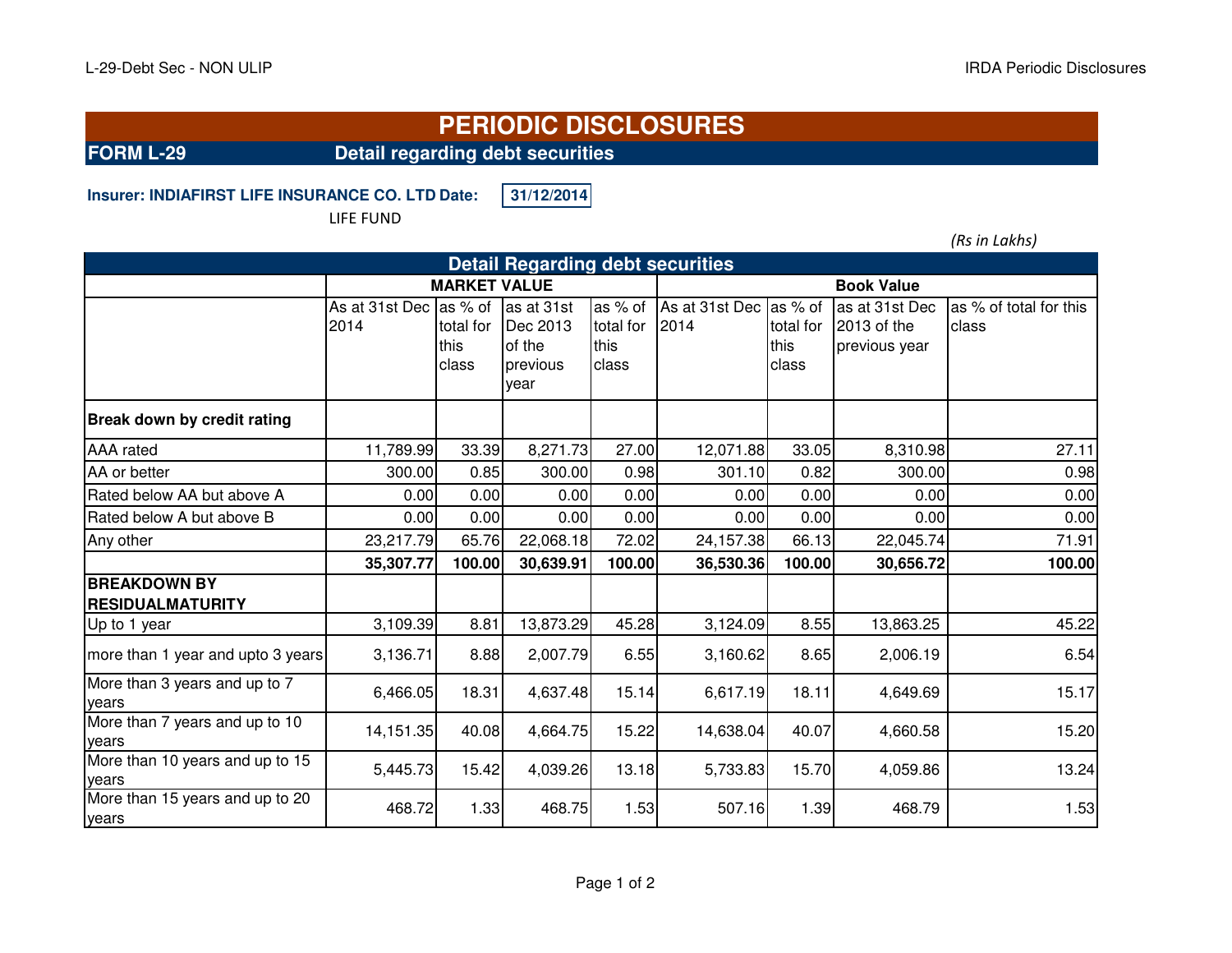# PERIODIC DISCLOSURES

## FORM L-29 Detail regarding debt securities

**Insurer: INDIAFIRST LIFE INSURANCE CO. LTD Date:** **31/12/2014**

LIFE FUND

*(Rs in Lakhs)*

| Detail Regarding debt securities | | | | | | | | |
|---|---|---|---|---|---|---|---|---|
| | **MARKET VALUE** | | | | **Book Value** | | | |
| | As at 31st Dec 2014 | as % of total for this class | as at 31st Dec 2013 of the previous year | as % of total for this class | As at 31st Dec 2014 | as % of total for this class | as at 31st Dec 2013 of the previous year | as % of total for this class |
| **Break down by credit rating** | | | | | | | | |
| AAA rated | 11,789.99 | 33.39 | 8,271.73 | 27.00 | 12,071.88 | 33.05 | 8,310.98 | 27.11 |
| AA or better | 300.00 | 0.85 | 300.00 | 0.98 | 301.10 | 0.82 | 300.00 | 0.98 |
| Rated below AA but above A | 0.00 | 0.00 | 0.00 | 0.00 | 0.00 | 0.00 | 0.00 | 0.00 |
| Rated below A but above B | 0.00 | 0.00 | 0.00 | 0.00 | 0.00 | 0.00 | 0.00 | 0.00 |
| Any other | 23,217.79 | 65.76 | 22,068.18 | 72.02 | 24,157.38 | 66.13 | 22,045.74 | 71.91 |
| | **35,307.77** | **100.00** | **30,639.91** | **100.00** | **36,530.36** | **100.00** | **30,656.72** | **100.00** |
| **BREAKDOWN BY RESIDUALMATURITY** | | | | | | | | |
| Up to 1 year | 3,109.39 | 8.81 | 13,873.29 | 45.28 | 3,124.09 | 8.55 | 13,863.25 | 45.22 |
| more than 1 year and upto 3 years | 3,136.71 | 8.88 | 2,007.79 | 6.55 | 3,160.62 | 8.65 | 2,006.19 | 6.54 |
| More than 3 years and up to 7 years | 6,466.05 | 18.31 | 4,637.48 | 15.14 | 6,617.19 | 18.11 | 4,649.69 | 15.17 |
| More than 7 years and up to 10 years | 14,151.35 | 40.08 | 4,664.75 | 15.22 | 14,638.04 | 40.07 | 4,660.58 | 15.20 |
| More than 10 years and up to 15 years | 5,445.73 | 15.42 | 4,039.26 | 13.18 | 5,733.83 | 15.70 | 4,059.86 | 13.24 |
| More than 15 years and up to 20 years | 468.72 | 1.33 | 468.75 | 1.53 | 507.16 | 1.39 | 468.79 | 1.53 |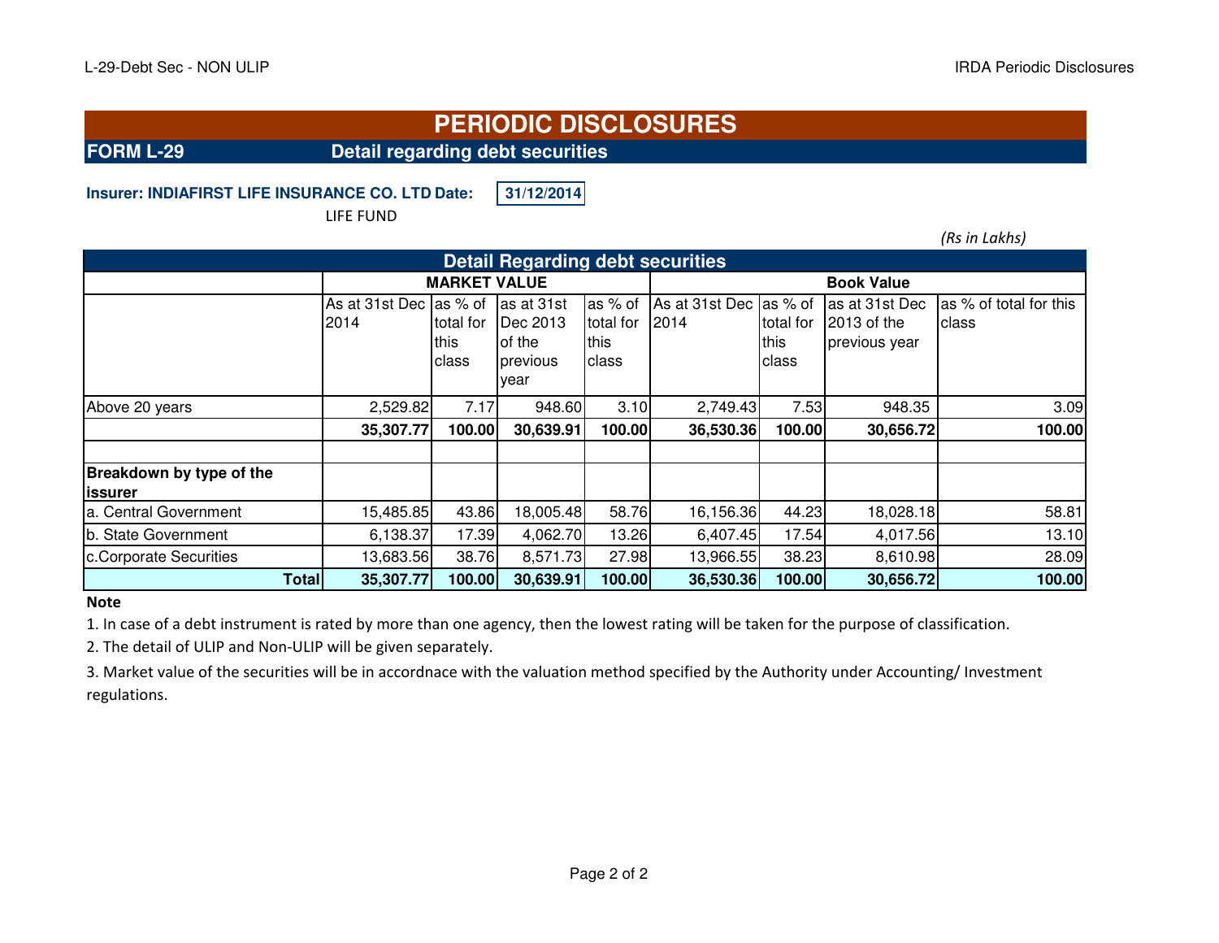# PERIODIC DISCLOSURES

**FORM L-29** **Detail regarding debt securities**

**Insurer: INDIAFIRST LIFE INSURANCE CO. LTD** **Date:** **31/12/2014**

LIFE FUND

*(Rs in Lakhs)*

| Detail Regarding debt securities | | | | | | | | |
|---|---|---|---|---|---|---|---|---|
| | MARKET VALUE | | | | Book Value | | | |
| | As at 31st Dec 2014 | as % of total for this class | as at 31st Dec 2013 of the previous year | as % of total for this class | As at 31st Dec 2014 | as % of total for this class | as at 31st Dec 2013 of the previous year | as % of total for this class |
| Above 20 years | 2,529.82 | 7.17 | 948.60 | 3.10 | 2,749.43 | 7.53 | 948.35 | 3.09 |
| | **35,307.77** | **100.00** | **30,639.91** | **100.00** | **36,530.36** | **100.00** | **30,656.72** | **100.00** |
| | | | | | | | | |
| **Breakdown by type of the issurer** | | | | | | | | |
| a. Central Government | 15,485.85 | 43.86 | 18,005.48 | 58.76 | 16,156.36 | 44.23 | 18,028.18 | 58.81 |
| b. State Government | 6,138.37 | 17.39 | 4,062.70 | 13.26 | 6,407.45 | 17.54 | 4,017.56 | 13.10 |
| c.Corporate Securities | 13,683.56 | 38.76 | 8,571.73 | 27.98 | 13,966.55 | 38.23 | 8,610.98 | 28.09 |
| **Total** | **35,307.77** | **100.00** | **30,639.91** | **100.00** | **36,530.36** | **100.00** | **30,656.72** | **100.00** |

**Note**

1. In case of a debt instrument is rated by more than one agency, then the lowest rating will be taken for the purpose of classification.

2. The detail of ULIP and Non-ULIP will be given separately.

3. Market value of the securities will be in accordnace with the valuation method specified by the Authority under Accounting/ Investment regulations.